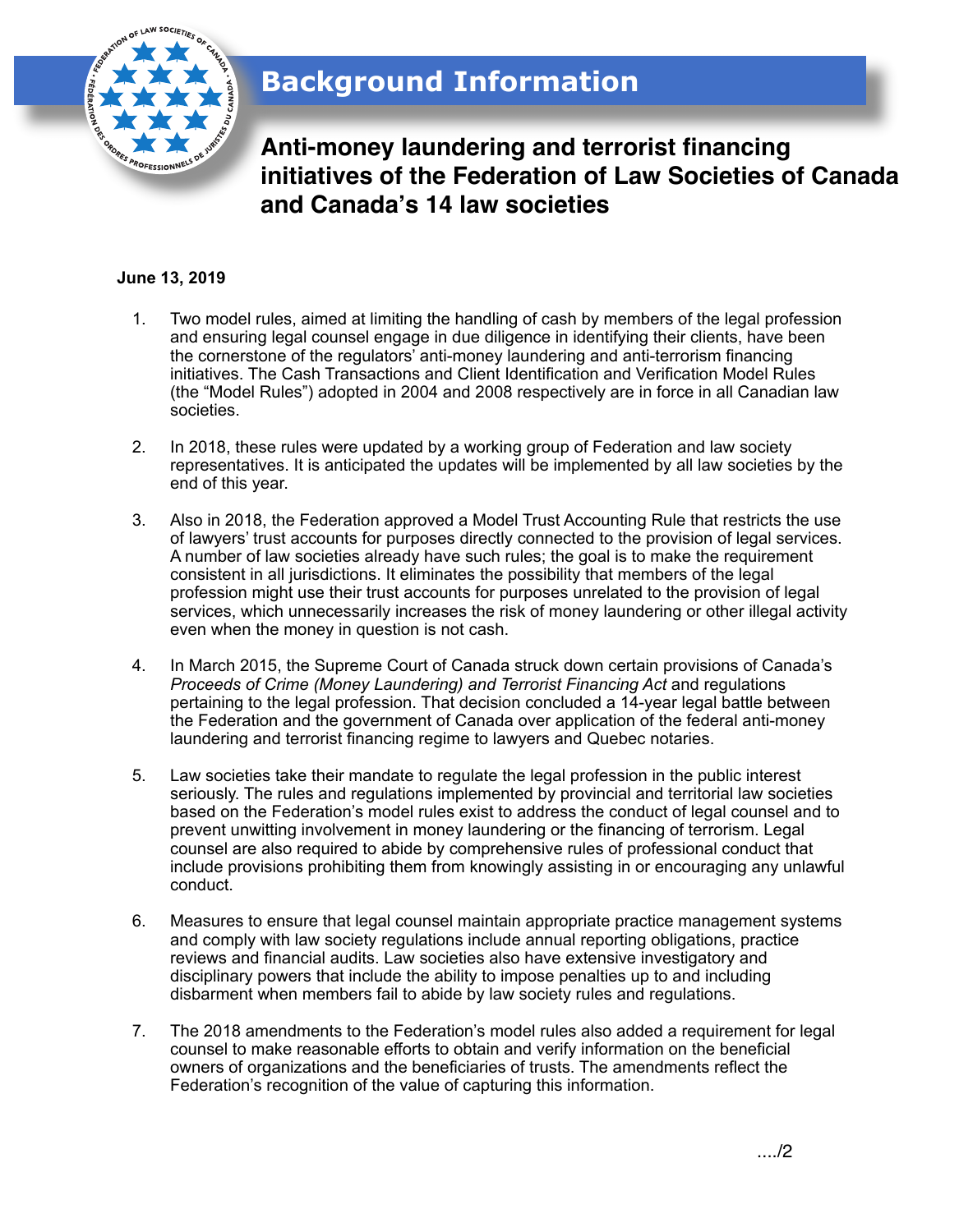# Background Information

## Anti-money laundering and terrorist financing initiatives of the Federation of Law Societies of Canada and Canada's 14 law societies

**June 13, 2019**

1. Two model rules, aimed at limiting the handling of cash by members of the legal profession and ensuring legal counsel engage in due diligence in identifying their clients, have been the cornerstone of the regulators' anti-money laundering and anti-terrorism financing initiatives. The Cash Transactions and Client Identification and Verification Model Rules (the "Model Rules") adopted in 2004 and 2008 respectively are in force in all Canadian law societies.

2. In 2018, these rules were updated by a working group of Federation and law society representatives. It is anticipated the updates will be implemented by all law societies by the end of this year.

3. Also in 2018, the Federation approved a Model Trust Accounting Rule that restricts the use of lawyers' trust accounts for purposes directly connected to the provision of legal services. A number of law societies already have such rules; the goal is to make the requirement consistent in all jurisdictions. It eliminates the possibility that members of the legal profession might use their trust accounts for purposes unrelated to the provision of legal services, which unnecessarily increases the risk of money laundering or other illegal activity even when the money in question is not cash.

4. In March 2015, the Supreme Court of Canada struck down certain provisions of Canada's *Proceeds of Crime (Money Laundering) and Terrorist Financing Act* and regulations pertaining to the legal profession. That decision concluded a 14-year legal battle between the Federation and the government of Canada over application of the federal anti-money laundering and terrorist financing regime to lawyers and Quebec notaries.

5. Law societies take their mandate to regulate the legal profession in the public interest seriously. The rules and regulations implemented by provincial and territorial law societies based on the Federation's model rules exist to address the conduct of legal counsel and to prevent unwitting involvement in money laundering or the financing of terrorism. Legal counsel are also required to abide by comprehensive rules of professional conduct that include provisions prohibiting them from knowingly assisting in or encouraging any unlawful conduct.

6. Measures to ensure that legal counsel maintain appropriate practice management systems and comply with law society regulations include annual reporting obligations, practice reviews and financial audits. Law societies also have extensive investigatory and disciplinary powers that include the ability to impose penalties up to and including disbarment when members fail to abide by law society rules and regulations.

7. The 2018 amendments to the Federation's model rules also added a requirement for legal counsel to make reasonable efforts to obtain and verify information on the beneficial owners of organizations and the beneficiaries of trusts. The amendments reflect the Federation's recognition of the value of capturing this information.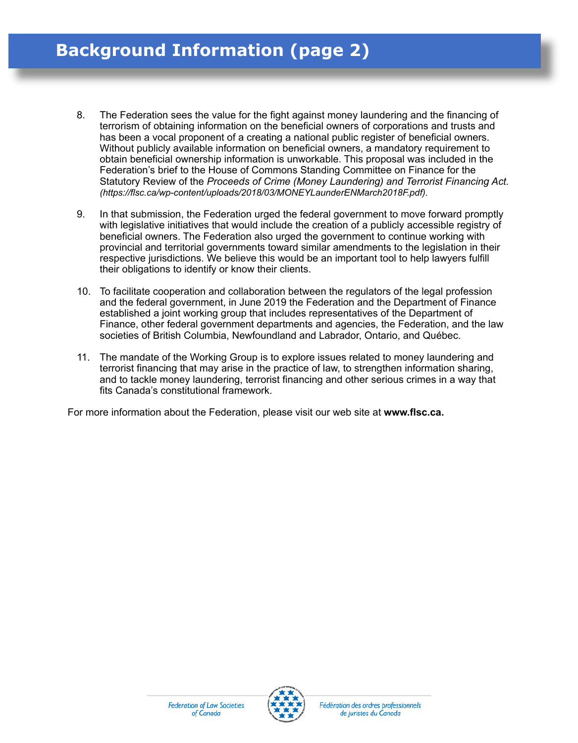# Background Information (page 2)

8. The Federation sees the value for the fight against money laundering and the financing of terrorism of obtaining information on the beneficial owners of corporations and trusts and has been a vocal proponent of a creating a national public register of beneficial owners. Without publicly available information on beneficial owners, a mandatory requirement to obtain beneficial ownership information is unworkable. This proposal was included in the Federation's brief to the House of Commons Standing Committee on Finance for the Statutory Review of the *Proceeds of Crime (Money Laundering) and Terrorist Financing Act. (https://flsc.ca/wp-content/uploads/2018/03/MONEYLaunderENMarch2018F.pdf)*.

9. In that submission, the Federation urged the federal government to move forward promptly with legislative initiatives that would include the creation of a publicly accessible registry of beneficial owners. The Federation also urged the government to continue working with provincial and territorial governments toward similar amendments to the legislation in their respective jurisdictions. We believe this would be an important tool to help lawyers fulfill their obligations to identify or know their clients.

10. To facilitate cooperation and collaboration between the regulators of the legal profession and the federal government, in June 2019 the Federation and the Department of Finance established a joint working group that includes representatives of the Department of Finance, other federal government departments and agencies, the Federation, and the law societies of British Columbia, Newfoundland and Labrador, Ontario, and Québec.

11. The mandate of the Working Group is to explore issues related to money laundering and terrorist financing that may arise in the practice of law, to strengthen information sharing, and to tackle money laundering, terrorist financing and other serious crimes in a way that fits Canada's constitutional framework.

For more information about the Federation, please visit our web site at **www.flsc.ca.**

Federation of Law Societies of Canada

Fédération des ordres professionnels de juristes du Canada